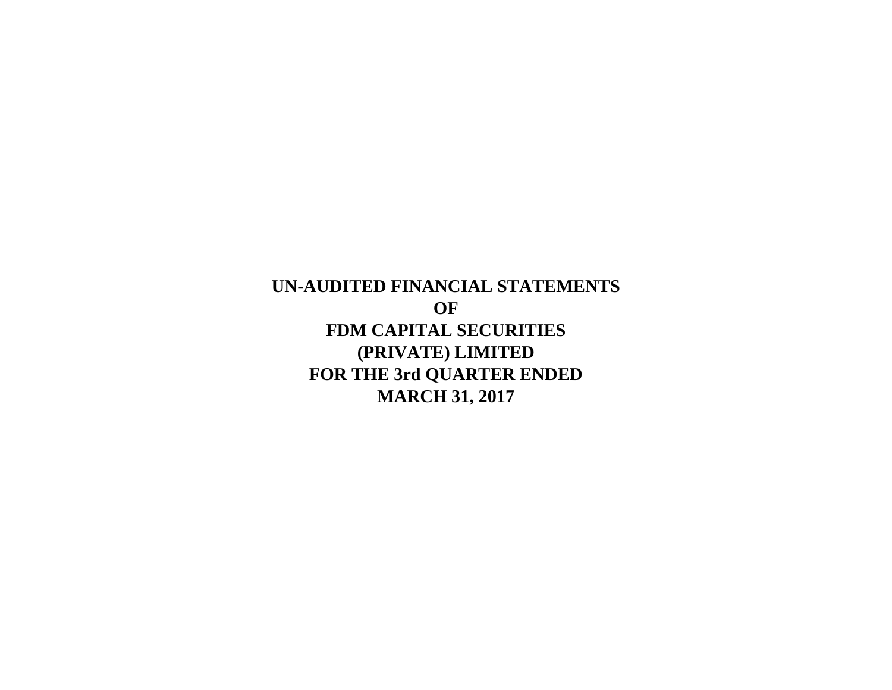# UN-AUDITED FINANCIAL STATEMENTS

# OF

# FDM CAPITAL SECURITIES

# (PRIVATE) LIMITED

# FOR THE 3rd QUARTER ENDED

# MARCH 31, 2017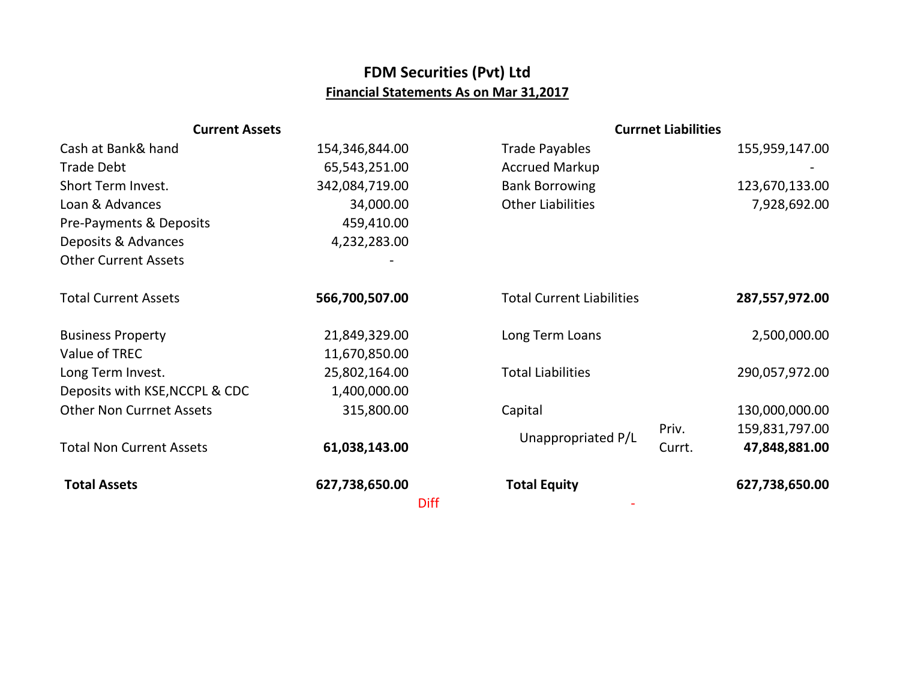# FDM Securities (Pvt) Ltd

## Financial Statements As on Mar 31,2017

| Current Assets | | Currnet Liabilities | | |
|---|---|---|---|---|
| Cash at Bank& hand | 154,346,844.00 | Trade Payables | | 155,959,147.00 |
| Trade Debt | 65,543,251.00 | Accrued Markup | | - |
| Short Term Invest. | 342,084,719.00 | Bank Borrowing | | 123,670,133.00 |
| Loan & Advances | 34,000.00 | Other Liabilities | | 7,928,692.00 |
| Pre-Payments & Deposits | 459,410.00 | | | |
| Deposits & Advances | 4,232,283.00 | | | |
| Other Current Assets | - | | | |
| Total Current Assets | **566,700,507.00** | Total Current Liabilities | | **287,557,972.00** |
| Business Property | 21,849,329.00 | Long Term Loans | | 2,500,000.00 |
| Value of TREC | 11,670,850.00 | | | |
| Long Term Invest. | 25,802,164.00 | Total Liabilities | | 290,057,972.00 |
| Deposits with KSE,NCCPL & CDC | 1,400,000.00 | | | |
| Other Non Currnet Assets | 315,800.00 | Capital | | 130,000,000.00 |
| | | Unappropriated P/L | Priv. | 159,831,797.00 |
| Total Non Current Assets | **61,038,143.00** | | Currt. | **47,848,881.00** |
| **Total Assets** | **627,738,650.00** | **Total Equity** | | **627,738,650.00** |
| | Diff | - | | |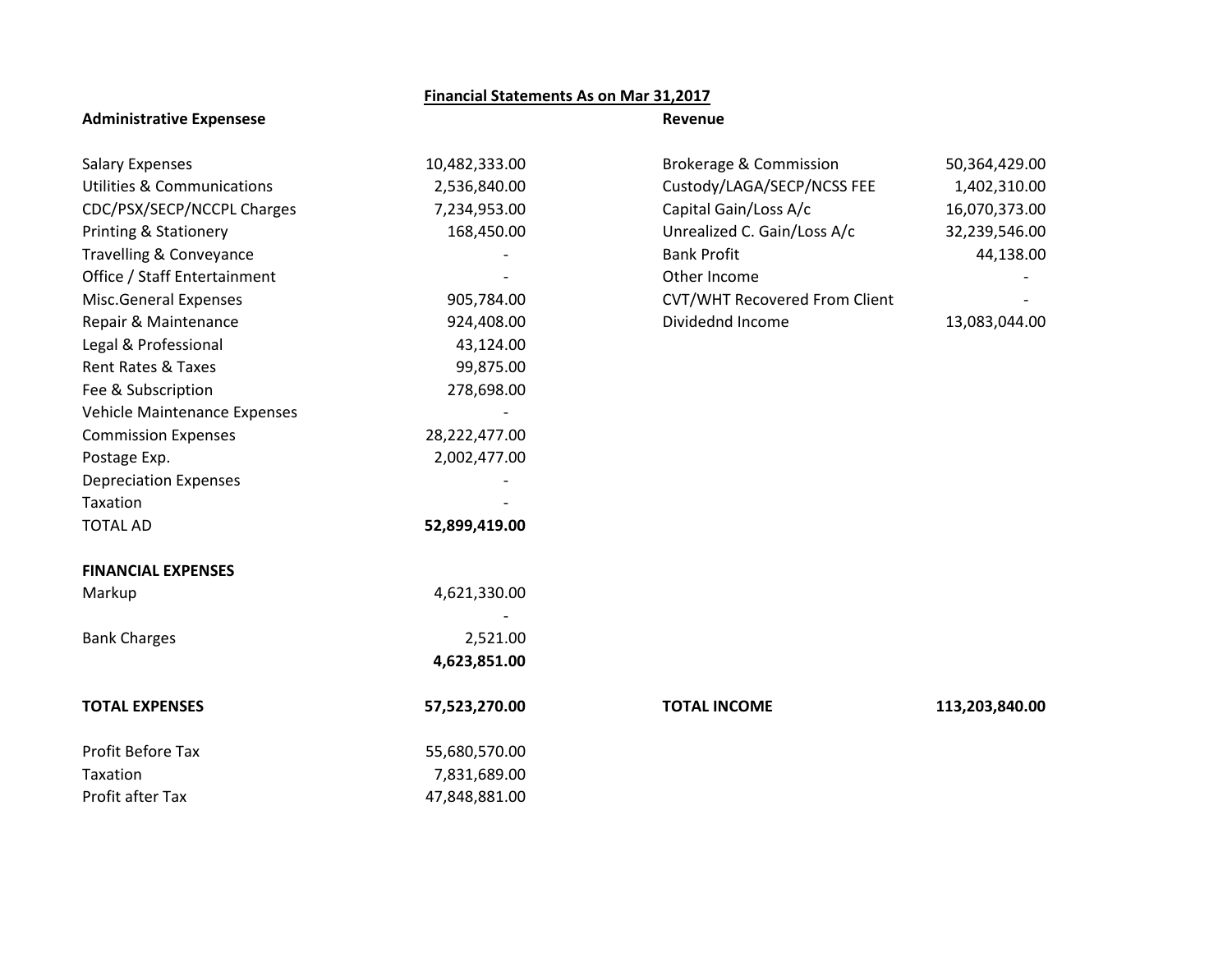**Financial Statements As on Mar 31,2017**

| | | | |
|---|---|---|---|
| **Administrative Expensese** | | **Revenue** | |
| | | | |
| Salary Expenses | 10,482,333.00 | Brokerage & Commission | 50,364,429.00 |
| Utilities & Communications | 2,536,840.00 | Custody/LAGA/SECP/NCSS FEE | 1,402,310.00 |
| CDC/PSX/SECP/NCCPL Charges | 7,234,953.00 | Capital Gain/Loss A/c | 16,070,373.00 |
| Printing & Stationery | 168,450.00 | Unrealized C. Gain/Loss A/c | 32,239,546.00 |
| Travelling & Conveyance | - | Bank Profit | 44,138.00 |
| Office / Staff Entertainment | - | Other Income | - |
| Misc.General Expenses | 905,784.00 | CVT/WHT Recovered From Client | - |
| Repair & Maintenance | 924,408.00 | Dividednd Income | 13,083,044.00 |
| Legal & Professional | 43,124.00 | | |
| Rent Rates & Taxes | 99,875.00 | | |
| Fee & Subscription | 278,698.00 | | |
| Vehicle Maintenance Expenses | - | | |
| Commission Expenses | 28,222,477.00 | | |
| Postage Exp. | 2,002,477.00 | | |
| Depreciation Expenses | - | | |
| Taxation | - | | |
| TOTAL AD | **52,899,419.00** | | |
| | | | |
| **FINANCIAL EXPENSES** | | | |
| Markup | 4,621,330.00 | | |
| | - | | |
| Bank Charges | 2,521.00 | | |
| | **4,623,851.00** | | |
| | | | |
| **TOTAL EXPENSES** | **57,523,270.00** | **TOTAL INCOME** | **113,203,840.00** |
| | | | |
| Profit Before Tax | 55,680,570.00 | | |
| Taxation | 7,831,689.00 | | |
| Profit after Tax | 47,848,881.00 | | |